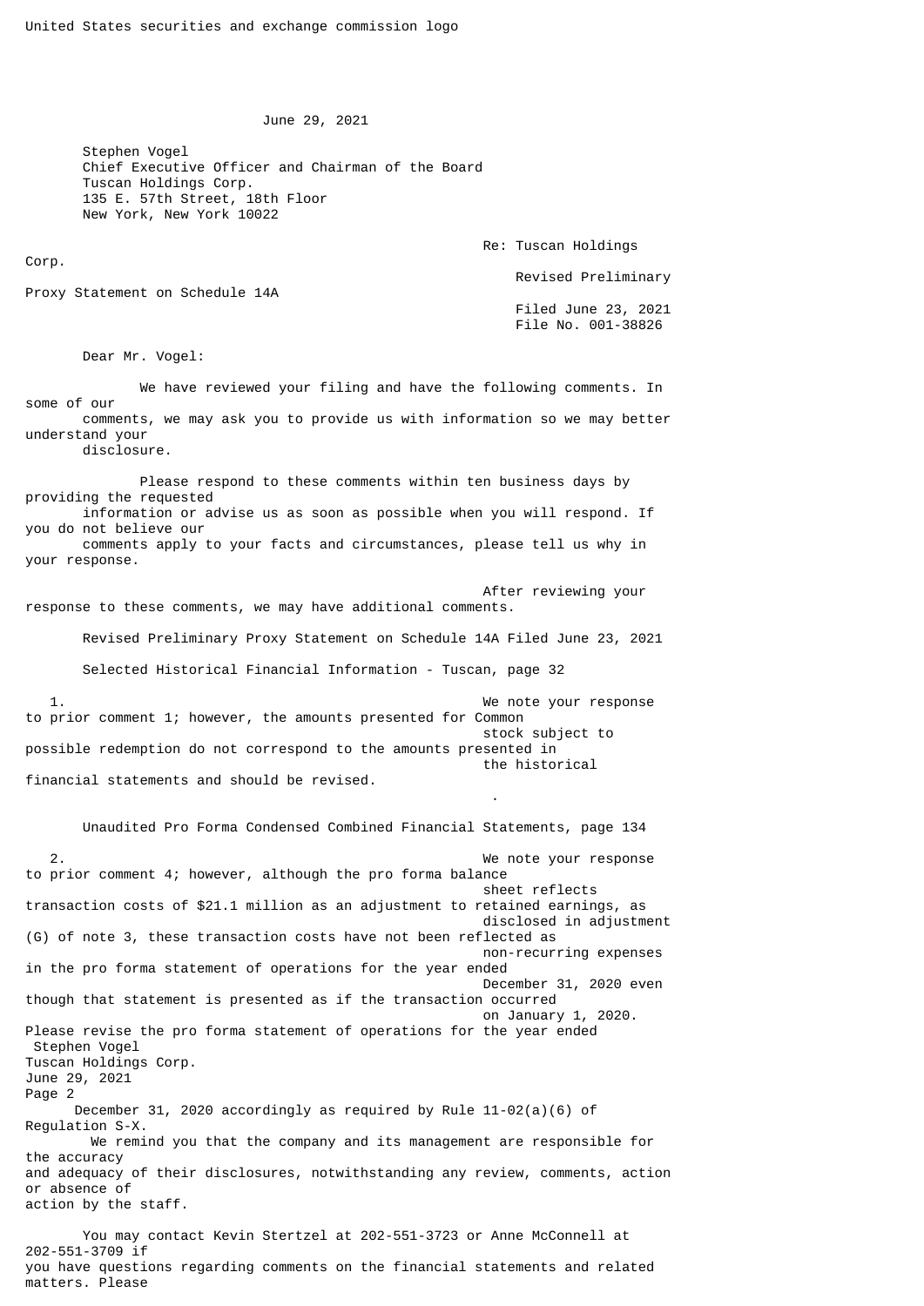United States securities and exchange commission logo

June 29, 2021

Stephen Vogel
Chief Executive Officer and Chairman of the Board
Tuscan Holdings Corp.
135 E. 57th Street, 18th Floor
New York, New York 10022

Re: Tuscan Holdings Corp.
Revised Preliminary Proxy Statement on Schedule 14A
Filed June 23, 2021
File No. 001-38826

Dear Mr. Vogel:

We have reviewed your filing and have the following comments. In some of our comments, we may ask you to provide us with information so we may better understand your disclosure.

Please respond to these comments within ten business days by providing the requested information or advise us as soon as possible when you will respond. If you do not believe our comments apply to your facts and circumstances, please tell us why in your response.

After reviewing your response to these comments, we may have additional comments.

Revised Preliminary Proxy Statement on Schedule 14A Filed June 23, 2021

Selected Historical Financial Information - Tuscan, page 32

1. We note your response to prior comment 1; however, the amounts presented for Common stock subject to possible redemption do not correspond to the amounts presented in the historical financial statements and should be revised.

Unaudited Pro Forma Condensed Combined Financial Statements, page 134

2. We note your response to prior comment 4; however, although the pro forma balance sheet reflects transaction costs of $21.1 million as an adjustment to retained earnings, as disclosed in adjustment (G) of note 3, these transaction costs have not been reflected as non-recurring expenses in the pro forma statement of operations for the year ended December 31, 2020 even though that statement is presented as if the transaction occurred on January 1, 2020. Please revise the pro forma statement of operations for the year ended December 31, 2020 accordingly as required by Rule 11-02(a)(6) of Regulation S-X.

We remind you that the company and its management are responsible for the accuracy and adequacy of their disclosures, notwithstanding any review, comments, action or absence of action by the staff.

You may contact Kevin Stertzel at 202-551-3723 or Anne McConnell at 202-551-3709 if you have questions regarding comments on the financial statements and related matters. Please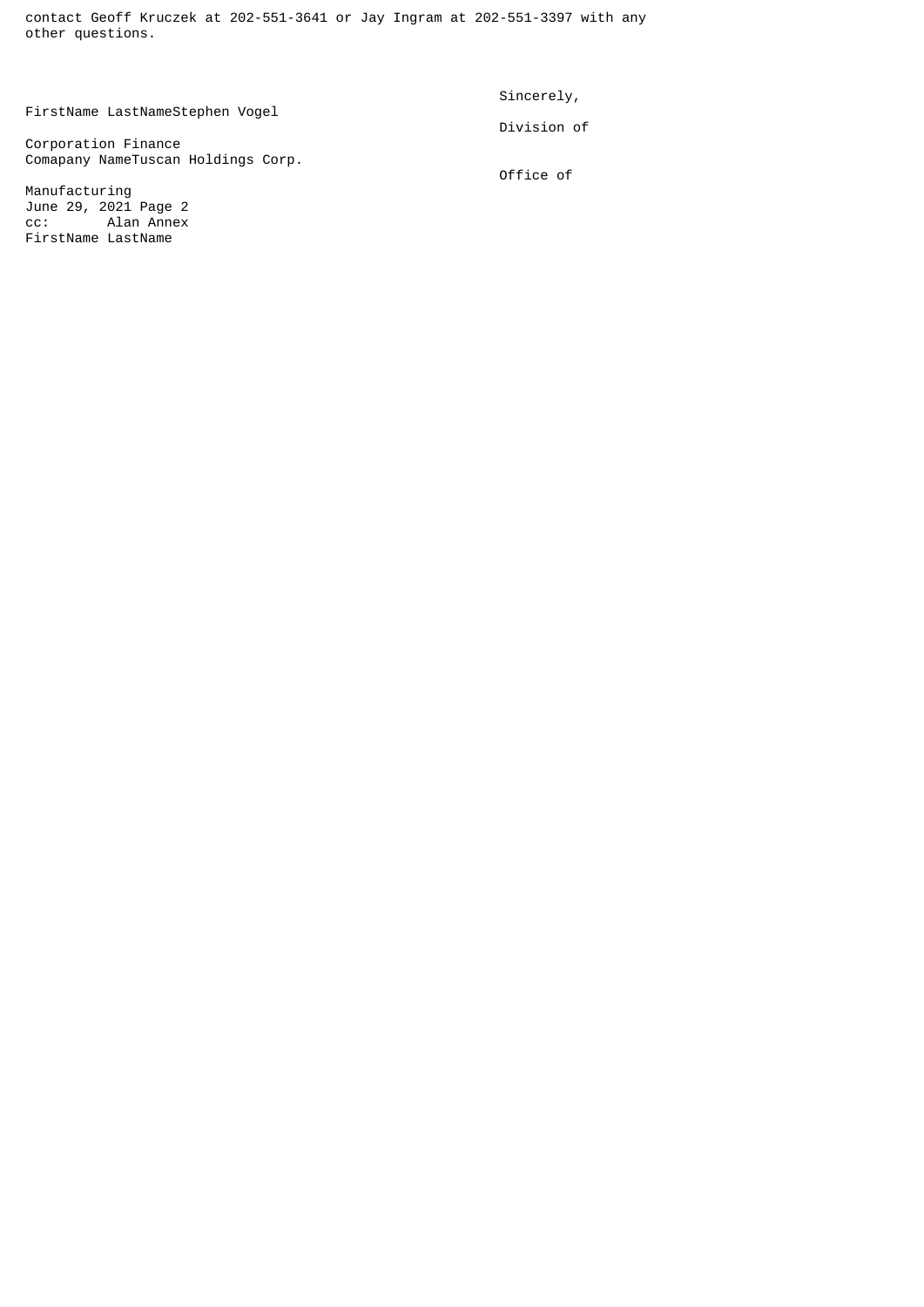contact Geoff Kruczek at 202-551-3641 or Jay Ingram at 202-551-3397 with any other questions.

Sincerely,

FirstName LastNameStephen Vogel

Division of

Corporation Finance
Comapany NameTuscan Holdings Corp.

Office of

Manufacturing
June 29, 2021 Page 2
cc: Alan Annex
FirstName LastName